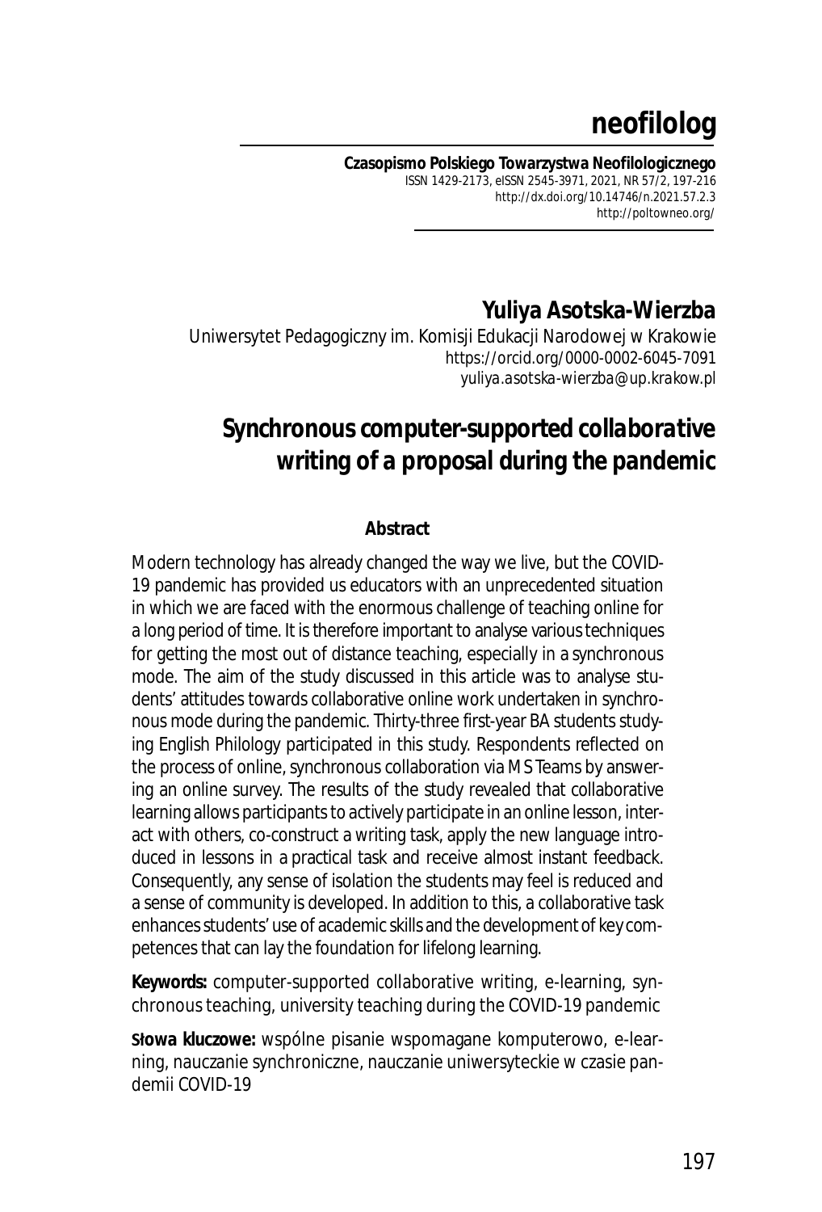# neofilolog

**Czasopismo Polskiego Towarzystwa Neofilologicznego**
ISSN 1429-2173, eISSN 2545-3971, 2021, NR 57/2, 197-216
http://dx.doi.org/10.14746/n.2021.57.2.3
http://poltowneo.org/

**Yuliya Asotska-Wierzba**
Uniwersytet Pedagogiczny im. Komisji Edukacji Narodowej w Krakowie
https://orcid.org/0000-0002-6045-7091
yuliya.asotska-wierzba@up.krakow.pl

## *Synchronous computer-supported collaborative writing of a proposal during the pandemic*

**Abstract**

Modern technology has already changed the way we live, but the COVID-19 pandemic has provided us educators with an unprecedented situation in which we are faced with the enormous challenge of teaching online for a long period of time. It is therefore important to analyse various techniques for getting the most out of distance teaching, especially in a synchronous mode. The aim of the study discussed in this article was to analyse students' attitudes towards collaborative online work undertaken in synchronous mode during the pandemic. Thirty-three first-year BA students studying English Philology participated in this study. Respondents reflected on the process of online, synchronous collaboration via MS Teams by answering an online survey. The results of the study revealed that collaborative learning allows participants to actively participate in an online lesson, interact with others, co-construct a writing task, apply the new language introduced in lessons in a practical task and receive almost instant feedback. Consequently, any sense of isolation the students may feel is reduced and a sense of community is developed. In addition to this, a collaborative task enhances students' use of academic skills and the development of key competences that can lay the foundation for lifelong learning.

**Keywords:** computer-supported collaborative writing, e-learning, synchronous teaching, university teaching during the COVID-19 pandemic

**Słowa kluczowe:** wspólne pisanie wspomagane komputerowo, e-learning, nauczanie synchroniczne, nauczanie uniwersyteckie w czasie pandemii COVID-19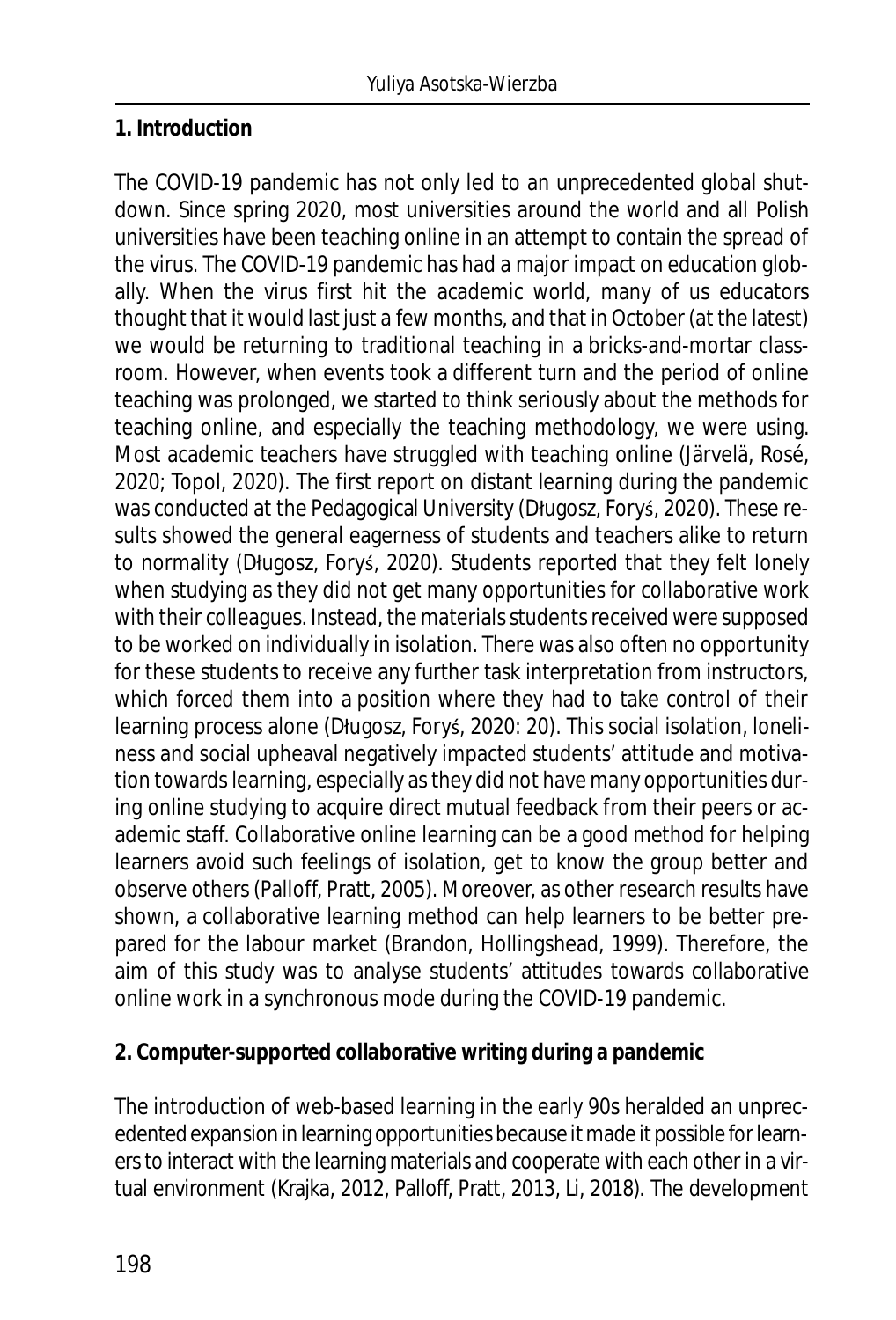## 1. Introduction

The COVID-19 pandemic has not only led to an unprecedented global shutdown. Since spring 2020, most universities around the world and all Polish universities have been teaching online in an attempt to contain the spread of the virus. The COVID-19 pandemic has had a major impact on education globally. When the virus first hit the academic world, many of us educators thought that it would last just a few months, and that in October (at the latest) we would be returning to traditional teaching in a bricks-and-mortar classroom. However, when events took a different turn and the period of online teaching was prolonged, we started to think seriously about the methods for teaching online, and especially the teaching methodology, we were using. Most academic teachers have struggled with teaching online (Järvelä, Rosé, 2020; Topol, 2020). The first report on distant learning during the pandemic was conducted at the Pedagogical University (Długosz, Foryś, 2020). These results showed the general eagerness of students and teachers alike to return to normality (Długosz, Foryś, 2020). Students reported that they felt lonely when studying as they did not get many opportunities for collaborative work with their colleagues. Instead, the materials students received were supposed to be worked on individually in isolation. There was also often no opportunity for these students to receive any further task interpretation from instructors, which forced them into a position where they had to take control of their learning process alone (Długosz, Foryś, 2020: 20). This social isolation, loneliness and social upheaval negatively impacted students' attitude and motivation towards learning, especially as they did not have many opportunities during online studying to acquire direct mutual feedback from their peers or academic staff. Collaborative online learning can be a good method for helping learners avoid such feelings of isolation, get to know the group better and observe others (Palloff, Pratt, 2005). Moreover, as other research results have shown, a collaborative learning method can help learners to be better prepared for the labour market (Brandon, Hollingshead, 1999). Therefore, the aim of this study was to analyse students' attitudes towards collaborative online work in a synchronous mode during the COVID-19 pandemic.

## 2. Computer-supported collaborative writing during a pandemic

The introduction of web-based learning in the early 90s heralded an unprecedented expansion in learning opportunities because it made it possible for learners to interact with the learning materials and cooperate with each other in a virtual environment (Krajka, 2012, Palloff, Pratt, 2013, Li, 2018). The development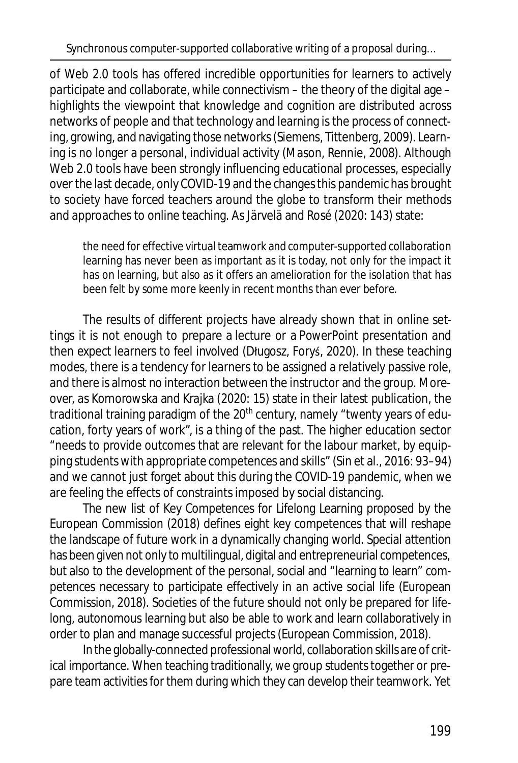of Web 2.0 tools has offered incredible opportunities for learners to actively participate and collaborate, while connectivism – the theory of the digital age – highlights the viewpoint that knowledge and cognition are distributed across networks of people and that technology and learning is the process of connecting, growing, and navigating those networks (Siemens, Tittenberg, 2009). Learning is no longer a personal, individual activity (Mason, Rennie, 2008). Although Web 2.0 tools have been strongly influencing educational processes, especially over the last decade, only COVID-19 and the changes this pandemic has brought to society have forced teachers around the globe to transform their methods and approaches to online teaching. As Järvelä and Rosé (2020: 143) state:

> the need for effective virtual teamwork and computer-supported collaboration learning has never been as important as it is today, not only for the impact it has on learning, but also as it offers an amelioration for the isolation that has been felt by some more keenly in recent months than ever before.

The results of different projects have already shown that in online settings it is not enough to prepare a lecture or a PowerPoint presentation and then expect learners to feel involved (Długosz, Foryś, 2020). In these teaching modes, there is a tendency for learners to be assigned a relatively passive role, and there is almost no interaction between the instructor and the group. Moreover, as Komorowska and Krajka (2020: 15) state in their latest publication, the traditional training paradigm of the 20th century, namely "twenty years of education, forty years of work", is a thing of the past. The higher education sector "needs to provide outcomes that are relevant for the labour market, by equipping students with appropriate competences and skills" (Sin et al., 2016: 93–94) and we cannot just forget about this during the COVID-19 pandemic, when we are feeling the effects of constraints imposed by social distancing.

The new list of Key Competences for Lifelong Learning proposed by the European Commission (2018) defines eight key competences that will reshape the landscape of future work in a dynamically changing world. Special attention has been given not only to multilingual, digital and entrepreneurial competences, but also to the development of the personal, social and "learning to learn" competences necessary to participate effectively in an active social life (European Commission, 2018). Societies of the future should not only be prepared for lifelong, autonomous learning but also be able to work and learn collaboratively in order to plan and manage successful projects (European Commission, 2018).

In the globally-connected professional world, collaboration skills are of critical importance. When teaching traditionally, we group students together or prepare team activities for them during which they can develop their teamwork. Yet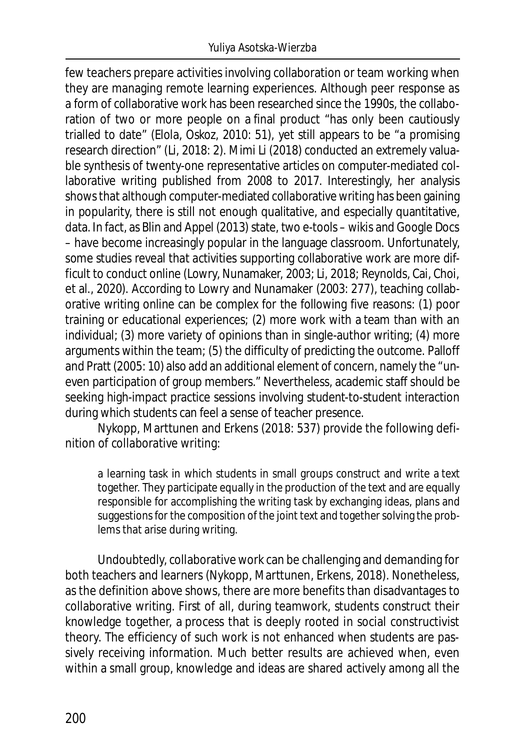few teachers prepare activities involving collaboration or team working when they are managing remote learning experiences. Although peer response as a form of collaborative work has been researched since the 1990s, the collaboration of two or more people on a final product "has only been cautiously trialled to date" (Elola, Oskoz, 2010: 51), yet still appears to be "a promising research direction" (Li, 2018: 2). Mimi Li (2018) conducted an extremely valuable synthesis of twenty-one representative articles on computer-mediated collaborative writing published from 2008 to 2017. Interestingly, her analysis shows that although computer-mediated collaborative writing has been gaining in popularity, there is still not enough qualitative, and especially quantitative, data. In fact, as Blin and Appel (2013) state, two e-tools – wikis and Google Docs – have become increasingly popular in the language classroom. Unfortunately, some studies reveal that activities supporting collaborative work are more difficult to conduct online (Lowry, Nunamaker, 2003; Li, 2018; Reynolds, Cai, Choi, et al., 2020). According to Lowry and Nunamaker (2003: 277), teaching collaborative writing online can be complex for the following five reasons: (1) poor training or educational experiences; (2) more work with a team than with an individual; (3) more variety of opinions than in single-author writing; (4) more arguments within the team; (5) the difficulty of predicting the outcome. Palloff and Pratt (2005: 10) also add an additional element of concern, namely the "uneven participation of group members." Nevertheless, academic staff should be seeking high-impact practice sessions involving student-to-student interaction during which students can feel a sense of teacher presence.

Nykopp, Marttunen and Erkens (2018: 537) provide the following definition of collaborative writing:

> a learning task in which students in small groups construct and write a text together. They participate equally in the production of the text and are equally responsible for accomplishing the writing task by exchanging ideas, plans and suggestions for the composition of the joint text and together solving the problems that arise during writing.

Undoubtedly, collaborative work can be challenging and demanding for both teachers and learners (Nykopp, Marttunen, Erkens, 2018). Nonetheless, as the definition above shows, there are more benefits than disadvantages to collaborative writing. First of all, during teamwork, students construct their knowledge together, a process that is deeply rooted in social constructivist theory. The efficiency of such work is not enhanced when students are passively receiving information. Much better results are achieved when, even within a small group, knowledge and ideas are shared actively among all the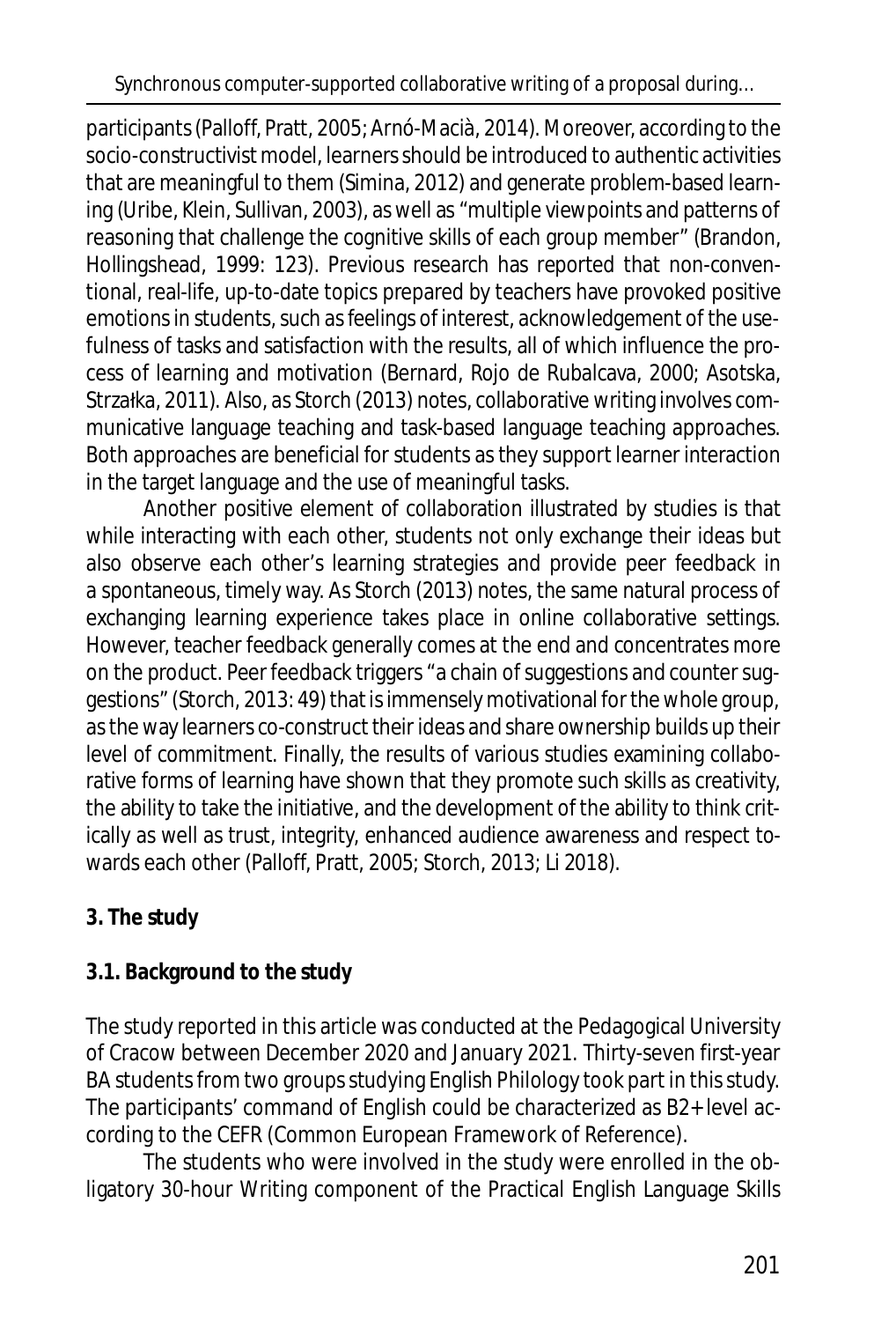participants (Palloff, Pratt, 2005; Arnó-Macià, 2014). Moreover, according to the socio-constructivist model, learners should be introduced to authentic activities that are meaningful to them (Simina, 2012) and generate problem-based learning (Uribe, Klein, Sullivan, 2003), as well as "multiple viewpoints and patterns of reasoning that challenge the cognitive skills of each group member" (Brandon, Hollingshead, 1999: 123). Previous research has reported that non-conventional, real-life, up-to-date topics prepared by teachers have provoked positive emotions in students, such as feelings of interest, acknowledgement of the usefulness of tasks and satisfaction with the results, all of which influence the process of learning and motivation (Bernard, Rojo de Rubalcava, 2000; Asotska, Strzałka, 2011). Also, as Storch (2013) notes, collaborative writing involves communicative language teaching and task-based language teaching approaches. Both approaches are beneficial for students as they support learner interaction in the target language and the use of meaningful tasks.

Another positive element of collaboration illustrated by studies is that while interacting with each other, students not only exchange their ideas but also observe each other's learning strategies and provide peer feedback in a spontaneous, timely way. As Storch (2013) notes, the same natural process of exchanging learning experience takes place in online collaborative settings. However, teacher feedback generally comes at the end and concentrates more on the product. Peer feedback triggers "a chain of suggestions and counter suggestions" (Storch, 2013: 49) that is immensely motivational for the whole group, as the way learners co-construct their ideas and share ownership builds up their level of commitment. Finally, the results of various studies examining collaborative forms of learning have shown that they promote such skills as creativity, the ability to take the initiative, and the development of the ability to think critically as well as trust, integrity, enhanced audience awareness and respect towards each other (Palloff, Pratt, 2005; Storch, 2013; Li 2018).

## 3. The study

### 3.1. Background to the study

The study reported in this article was conducted at the Pedagogical University of Cracow between December 2020 and January 2021. Thirty-seven first-year BA students from two groups studying English Philology took part in this study. The participants' command of English could be characterized as B2+ level according to the CEFR (Common European Framework of Reference).

The students who were involved in the study were enrolled in the obligatory 30-hour Writing component of the Practical English Language Skills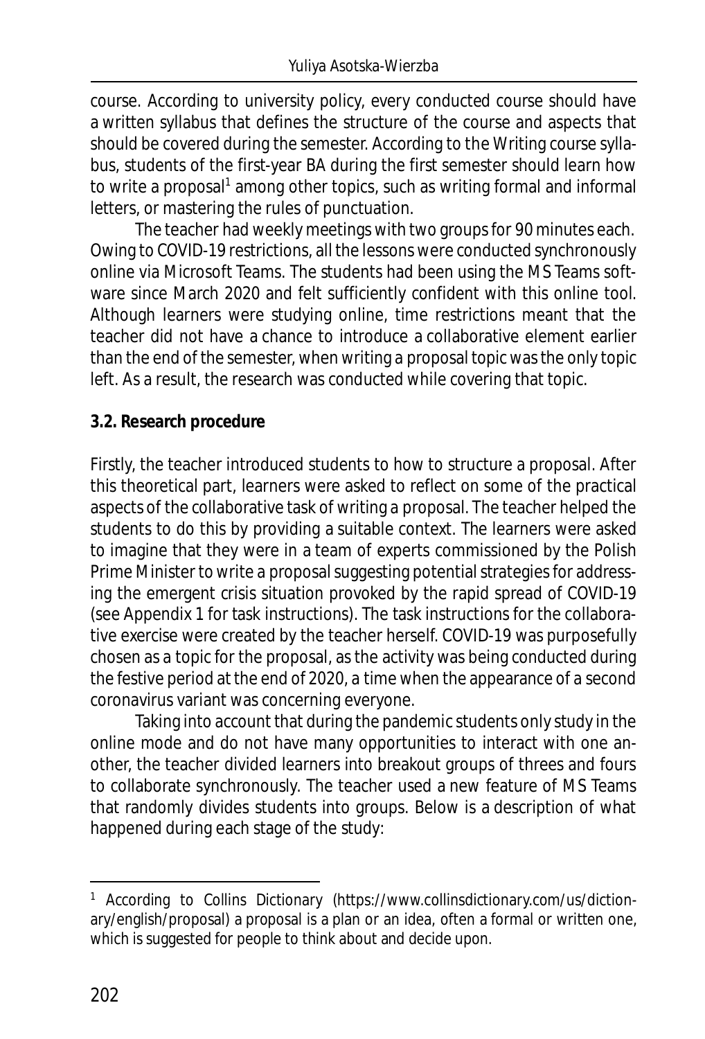course. According to university policy, every conducted course should have a written syllabus that defines the structure of the course and aspects that should be covered during the semester. According to the Writing course syllabus, students of the first-year BA during the first semester should learn how to write a proposal[1] among other topics, such as writing formal and informal letters, or mastering the rules of punctuation.

The teacher had weekly meetings with two groups for 90 minutes each. Owing to COVID-19 restrictions, all the lessons were conducted synchronously online via Microsoft Teams. The students had been using the MS Teams software since March 2020 and felt sufficiently confident with this online tool. Although learners were studying online, time restrictions meant that the teacher did not have a chance to introduce a collaborative element earlier than the end of the semester, when writing a proposal topic was the only topic left. As a result, the research was conducted while covering that topic.

### 3.2. Research procedure

Firstly, the teacher introduced students to how to structure a proposal. After this theoretical part, learners were asked to reflect on some of the practical aspects of the collaborative task of writing a proposal. The teacher helped the students to do this by providing a suitable context. The learners were asked to imagine that they were in a team of experts commissioned by the Polish Prime Minister to write a proposal suggesting potential strategies for addressing the emergent crisis situation provoked by the rapid spread of COVID-19 (see Appendix 1 for task instructions). The task instructions for the collaborative exercise were created by the teacher herself. COVID-19 was purposefully chosen as a topic for the proposal, as the activity was being conducted during the festive period at the end of 2020, a time when the appearance of a second coronavirus variant was concerning everyone.

Taking into account that during the pandemic students only study in the online mode and do not have many opportunities to interact with one another, the teacher divided learners into breakout groups of threes and fours to collaborate synchronously. The teacher used a new feature of MS Teams that randomly divides students into groups. Below is a description of what happened during each stage of the study:

[1] According to Collins Dictionary (https://www.collinsdictionary.com/us/dictionary/english/proposal) a proposal is a plan or an idea, often a formal or written one, which is suggested for people to think about and decide upon.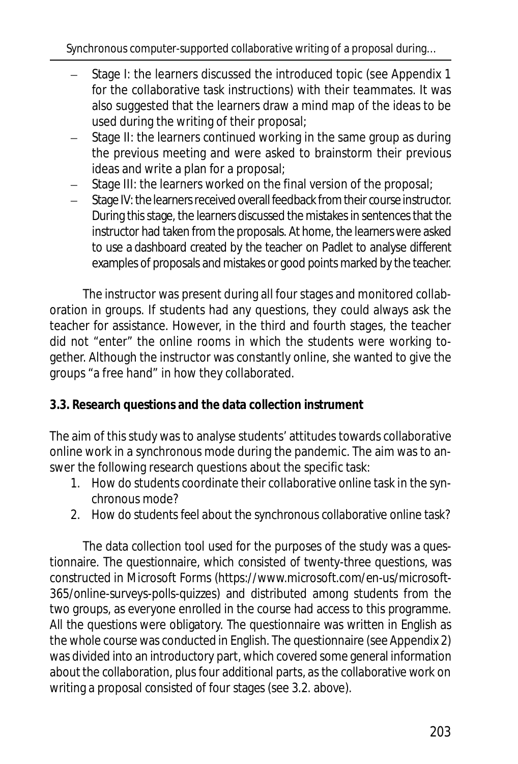- Stage I: the learners discussed the introduced topic (see Appendix 1 for the collaborative task instructions) with their teammates. It was also suggested that the learners draw a mind map of the ideas to be used during the writing of their proposal;
- Stage II: the learners continued working in the same group as during the previous meeting and were asked to brainstorm their previous ideas and write a plan for a proposal;
- Stage III: the learners worked on the final version of the proposal;
- Stage IV: the learners received overall feedback from their course instructor. During this stage, the learners discussed the mistakes in sentences that the instructor had taken from the proposals. At home, the learners were asked to use a dashboard created by the teacher on Padlet to analyse different examples of proposals and mistakes or good points marked by the teacher.

The instructor was present during all four stages and monitored collaboration in groups. If students had any questions, they could always ask the teacher for assistance. However, in the third and fourth stages, the teacher did not "enter" the online rooms in which the students were working together. Although the instructor was constantly online, she wanted to give the groups "a free hand" in how they collaborated.

### 3.3. Research questions and the data collection instrument

The aim of this study was to analyse students' attitudes towards collaborative online work in a synchronous mode during the pandemic. The aim was to answer the following research questions about the specific task:

1. How do students coordinate their collaborative online task in the synchronous mode?
2. How do students feel about the synchronous collaborative online task?

The data collection tool used for the purposes of the study was a questionnaire. The questionnaire, which consisted of twenty-three questions, was constructed in Microsoft Forms (https://www.microsoft.com/en-us/microsoft-365/online-surveys-polls-quizzes) and distributed among students from the two groups, as everyone enrolled in the course had access to this programme. All the questions were obligatory. The questionnaire was written in English as the whole course was conducted in English. The questionnaire (see Appendix 2) was divided into an introductory part, which covered some general information about the collaboration, plus four additional parts, as the collaborative work on writing a proposal consisted of four stages (see 3.2. above).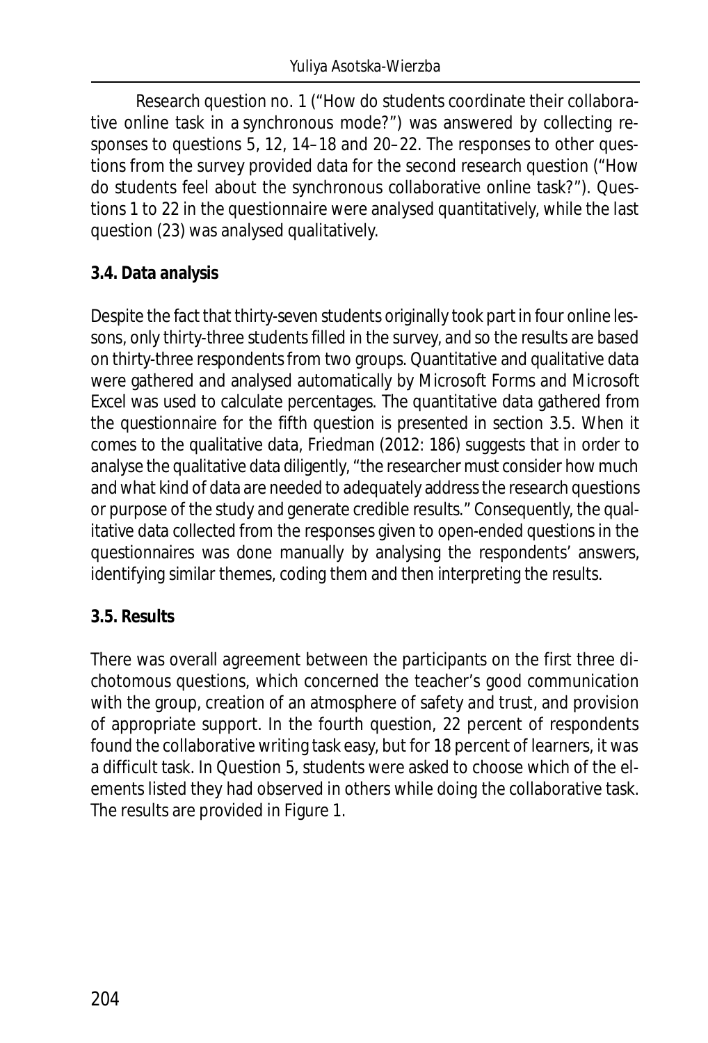Research question no. 1 ("How do students coordinate their collaborative online task in a synchronous mode?") was answered by collecting responses to questions 5, 12, 14–18 and 20–22. The responses to other questions from the survey provided data for the second research question ("How do students feel about the synchronous collaborative online task?"). Questions 1 to 22 in the questionnaire were analysed quantitatively, while the last question (23) was analysed qualitatively.

### 3.4. Data analysis

Despite the fact that thirty-seven students originally took part in four online lessons, only thirty-three students filled in the survey, and so the results are based on thirty-three respondents from two groups. Quantitative and qualitative data were gathered and analysed automatically by Microsoft Forms and Microsoft Excel was used to calculate percentages. The quantitative data gathered from the questionnaire for the fifth question is presented in section 3.5. When it comes to the qualitative data, Friedman (2012: 186) suggests that in order to analyse the qualitative data diligently, "the researcher must consider how much and what kind of data are needed to adequately address the research questions or purpose of the study and generate credible results." Consequently, the qualitative data collected from the responses given to open-ended questions in the questionnaires was done manually by analysing the respondents' answers, identifying similar themes, coding them and then interpreting the results.

### 3.5. Results

There was overall agreement between the participants on the first three dichotomous questions, which concerned the teacher's good communication with the group, creation of an atmosphere of safety and trust, and provision of appropriate support. In the fourth question, 22 percent of respondents found the collaborative writing task easy, but for 18 percent of learners, it was a difficult task. In Question 5, students were asked to choose which of the elements listed they had observed in others while doing the collaborative task. The results are provided in Figure 1.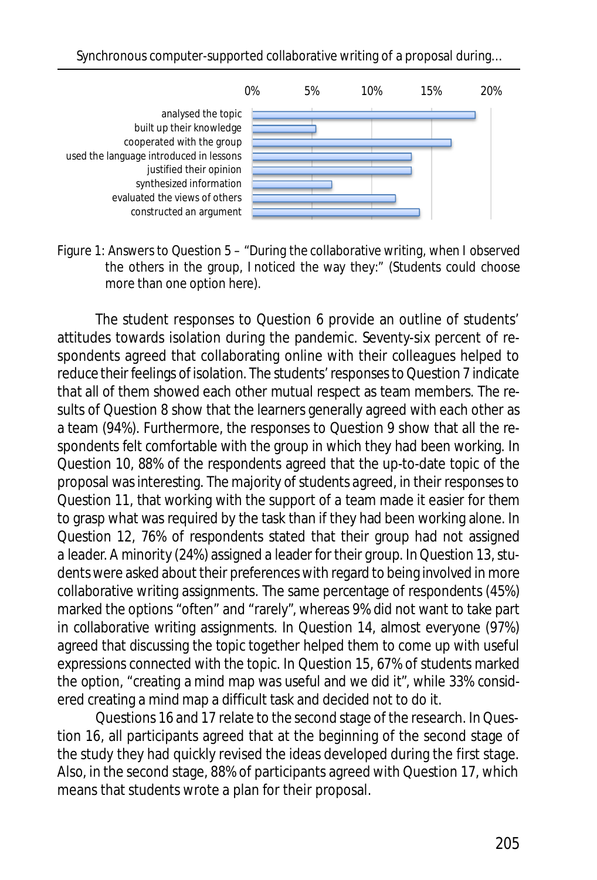Figure 1: Answers to Question 5 – "During the collaborative writing, when I observed the others in the group, I noticed the way they:" (Students could choose more than one option here).

The student responses to Question 6 provide an outline of students' attitudes towards isolation during the pandemic. Seventy-six percent of respondents agreed that collaborating online with their colleagues helped to reduce their feelings of isolation. The students' responses to Question 7 indicate that all of them showed each other mutual respect as team members. The results of Question 8 show that the learners generally agreed with each other as a team (94%). Furthermore, the responses to Question 9 show that all the respondents felt comfortable with the group in which they had been working. In Question 10, 88% of the respondents agreed that the up-to-date topic of the proposal was interesting. The majority of students agreed, in their responses to Question 11, that working with the support of a team made it easier for them to grasp what was required by the task than if they had been working alone. In Question 12, 76% of respondents stated that their group had not assigned a leader. A minority (24%) assigned a leader for their group. In Question 13, students were asked about their preferences with regard to being involved in more collaborative writing assignments. The same percentage of respondents (45%) marked the options "often" and "rarely", whereas 9% did not want to take part in collaborative writing assignments. In Question 14, almost everyone (97%) agreed that discussing the topic together helped them to come up with useful expressions connected with the topic. In Question 15, 67% of students marked the option, "creating a mind map was useful and we did it", while 33% considered creating a mind map a difficult task and decided not to do it.

Questions 16 and 17 relate to the second stage of the research. In Question 16, all participants agreed that at the beginning of the second stage of the study they had quickly revised the ideas developed during the first stage. Also, in the second stage, 88% of participants agreed with Question 17, which means that students wrote a plan for their proposal.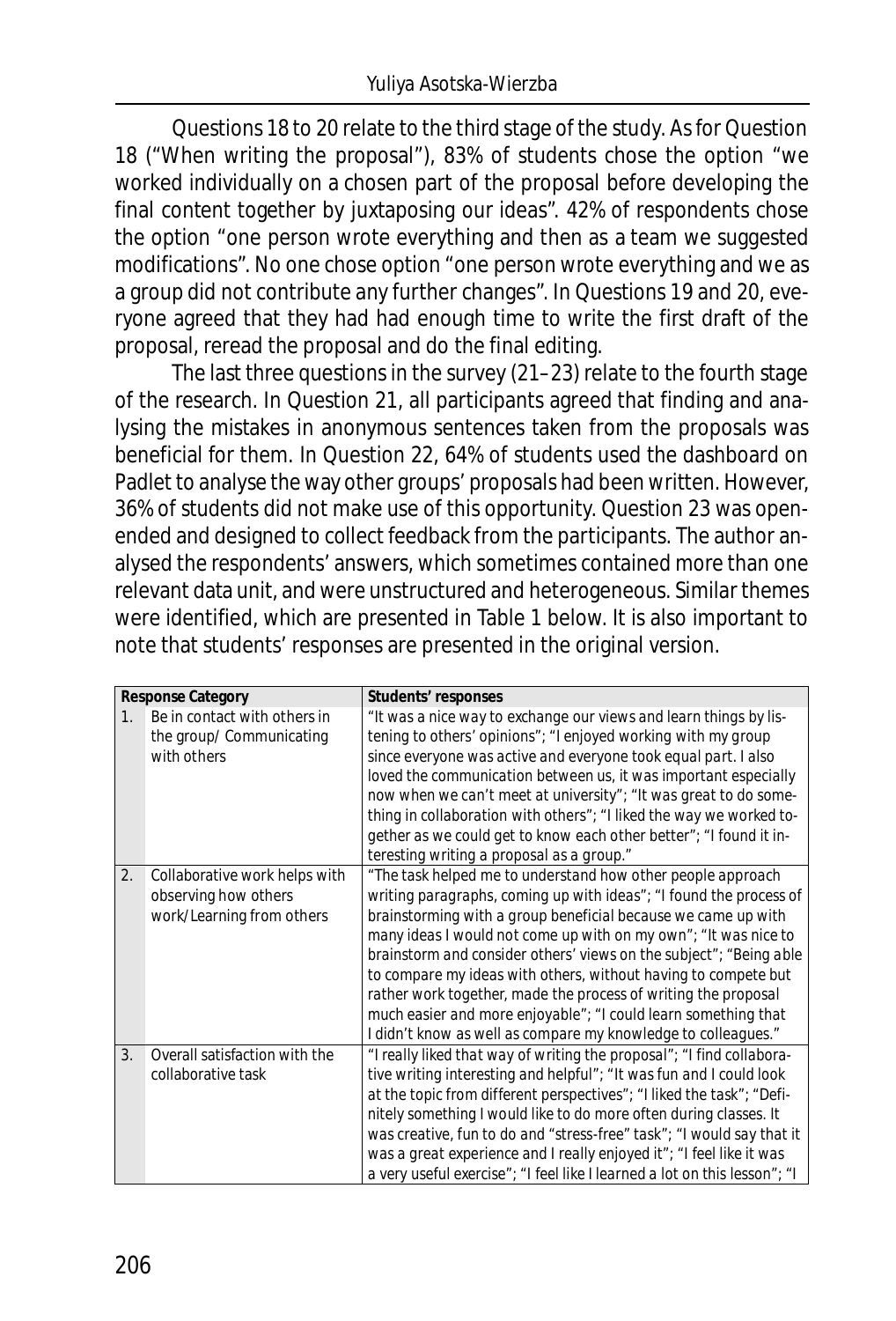Questions 18 to 20 relate to the third stage of the study. As for Question 18 ("When writing the proposal"), 83% of students chose the option "we worked individually on a chosen part of the proposal before developing the final content together by juxtaposing our ideas". 42% of respondents chose the option "one person wrote everything and then as a team we suggested modifications". No one chose option "one person wrote everything and we as a group did not contribute any further changes". In Questions 19 and 20, everyone agreed that they had had enough time to write the first draft of the proposal, reread the proposal and do the final editing.

The last three questions in the survey (21–23) relate to the fourth stage of the research. In Question 21, all participants agreed that finding and analysing the mistakes in anonymous sentences taken from the proposals was beneficial for them. In Question 22, 64% of students used the dashboard on Padlet to analyse the way other groups' proposals had been written. However, 36% of students did not make use of this opportunity. Question 23 was open-ended and designed to collect feedback from the participants. The author analysed the respondents' answers, which sometimes contained more than one relevant data unit, and were unstructured and heterogeneous. Similar themes were identified, which are presented in Table 1 below. It is also important to note that students' responses are presented in the original version.

| | Response Category | Students' responses |
|---|---|---|
| 1. | Be in contact with others in the group/ Communicating with others | "It was a nice way to exchange our views and learn things by listening to others' opinions"; "I enjoyed working with my group since everyone was active and everyone took equal part. I also loved the communication between us, it was important especially now when we can't meet at university"; "It was great to do something in collaboration with others"; "I liked the way we worked together as we could get to know each other better"; "I found it interesting writing a proposal as a group." |
| 2. | Collaborative work helps with observing how others work/Learning from others | "The task helped me to understand how other people approach writing paragraphs, coming up with ideas"; "I found the process of brainstorming with a group beneficial because we came up with many ideas I would not come up with on my own"; "It was nice to brainstorm and consider others' views on the subject"; "Being able to compare my ideas with others, without having to compete but rather work together, made the process of writing the proposal much easier and more enjoyable"; "I could learn something that I didn't know as well as compare my knowledge to colleagues." |
| 3. | Overall satisfaction with the collaborative task | "I really liked that way of writing the proposal"; "I find collaborative writing interesting and helpful"; "It was fun and I could look at the topic from different perspectives"; "I liked the task"; "Definitely something I would like to do more often during classes. It was creative, fun to do and "stress-free" task"; "I would say that it was a great experience and I really enjoyed it"; "I feel like it was a very useful exercise"; "I feel like I learned a lot on this lesson"; "I |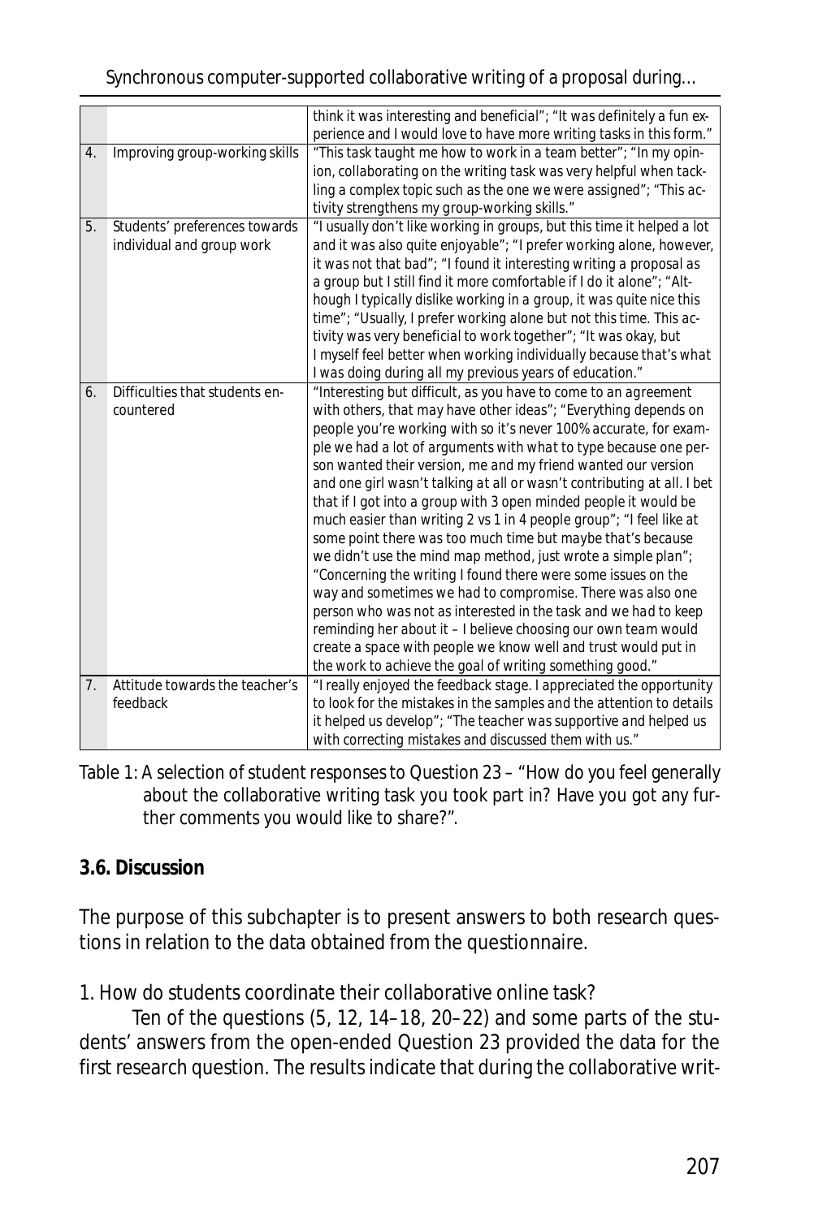| | | |
|---|---|---|
| | | think it was interesting and beneficial"; "It was definitely a fun experience and I would love to have more writing tasks in this form." |
| 4. | Improving group-working skills | "This task taught me how to work in a team better"; "In my opinion, collaborating on the writing task was very helpful when tackling a complex topic such as the one we were assigned"; "This activity strengthens my group-working skills." |
| 5. | Students' preferences towards individual and group work | "I usually don't like working in groups, but this time it helped a lot and it was also quite enjoyable"; "I prefer working alone, however, it was not that bad"; "I found it interesting writing a proposal as a group but I still find it more comfortable if I do it alone"; "Although I typically dislike working in a group, it was quite nice this time"; "Usually, I prefer working alone but not this time. This activity was very beneficial to work together"; "It was okay, but I myself feel better when working individually because that's what I was doing during all my previous years of education." |
| 6. | Difficulties that students encountered | "Interesting but difficult, as you have to come to an agreement with others, that may have other ideas"; "Everything depends on people you're working with so it's never 100% accurate, for example we had a lot of arguments with what to type because one person wanted their version, me and my friend wanted our version and one girl wasn't talking at all or wasn't contributing at all. I bet that if I got into a group with 3 open minded people it would be much easier than writing 2 vs 1 in 4 people group"; "I feel like at some point there was too much time but maybe that's because we didn't use the mind map method, just wrote a simple plan"; "Concerning the writing I found there were some issues on the way and sometimes we had to compromise. There was also one person who was not as interested in the task and we had to keep reminding her about it – I believe choosing our own team would create a space with people we know well and trust would put in the work to achieve the goal of writing something good." |
| 7. | Attitude towards the teacher's feedback | "I really enjoyed the feedback stage. I appreciated the opportunity to look for the mistakes in the samples and the attention to details it helped us develop"; "The teacher was supportive and helped us with correcting mistakes and discussed them with us." |

Table 1: A selection of student responses to Question 23 – "How do you feel generally about the collaborative writing task you took part in? Have you got any further comments you would like to share?".

### 3.6. Discussion

The purpose of this subchapter is to present answers to both research questions in relation to the data obtained from the questionnaire.

1. How do students coordinate their collaborative online task?

Ten of the questions (5, 12, 14–18, 20–22) and some parts of the students' answers from the open-ended Question 23 provided the data for the first research question. The results indicate that during the collaborative writ-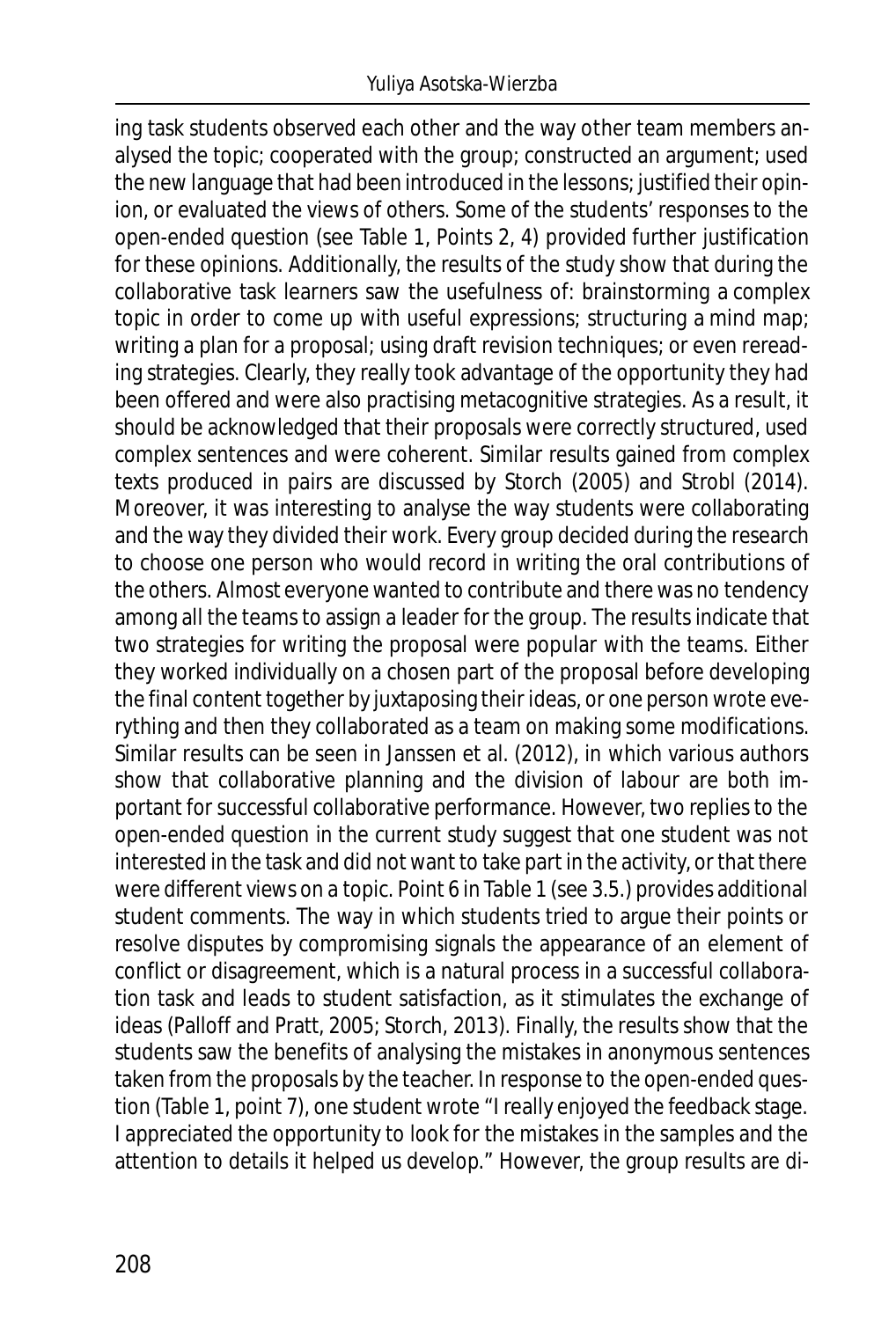ing task students observed each other and the way other team members analysed the topic; cooperated with the group; constructed an argument; used the new language that had been introduced in the lessons; justified their opinion, or evaluated the views of others. Some of the students' responses to the open-ended question (see Table 1, Points 2, 4) provided further justification for these opinions. Additionally, the results of the study show that during the collaborative task learners saw the usefulness of: brainstorming a complex topic in order to come up with useful expressions; structuring a mind map; writing a plan for a proposal; using draft revision techniques; or even rereading strategies. Clearly, they really took advantage of the opportunity they had been offered and were also practising metacognitive strategies. As a result, it should be acknowledged that their proposals were correctly structured, used complex sentences and were coherent. Similar results gained from complex texts produced in pairs are discussed by Storch (2005) and Strobl (2014). Moreover, it was interesting to analyse the way students were collaborating and the way they divided their work. Every group decided during the research to choose one person who would record in writing the oral contributions of the others. Almost everyone wanted to contribute and there was no tendency among all the teams to assign a leader for the group. The results indicate that two strategies for writing the proposal were popular with the teams. Either they worked individually on a chosen part of the proposal before developing the final content together by juxtaposing their ideas, or one person wrote everything and then they collaborated as a team on making some modifications. Similar results can be seen in Janssen et al. (2012), in which various authors show that collaborative planning and the division of labour are both important for successful collaborative performance. However, two replies to the open-ended question in the current study suggest that one student was not interested in the task and did not want to take part in the activity, or that there were different views on a topic. Point 6 in Table 1 (see 3.5.) provides additional student comments. The way in which students tried to argue their points or resolve disputes by compromising signals the appearance of an element of conflict or disagreement, which is a natural process in a successful collaboration task and leads to student satisfaction, as it stimulates the exchange of ideas (Palloff and Pratt, 2005; Storch, 2013). Finally, the results show that the students saw the benefits of analysing the mistakes in anonymous sentences taken from the proposals by the teacher. In response to the open-ended question (Table 1, point 7), one student wrote "I really enjoyed the feedback stage. I appreciated the opportunity to look for the mistakes in the samples and the attention to details it helped us develop." However, the group results are di-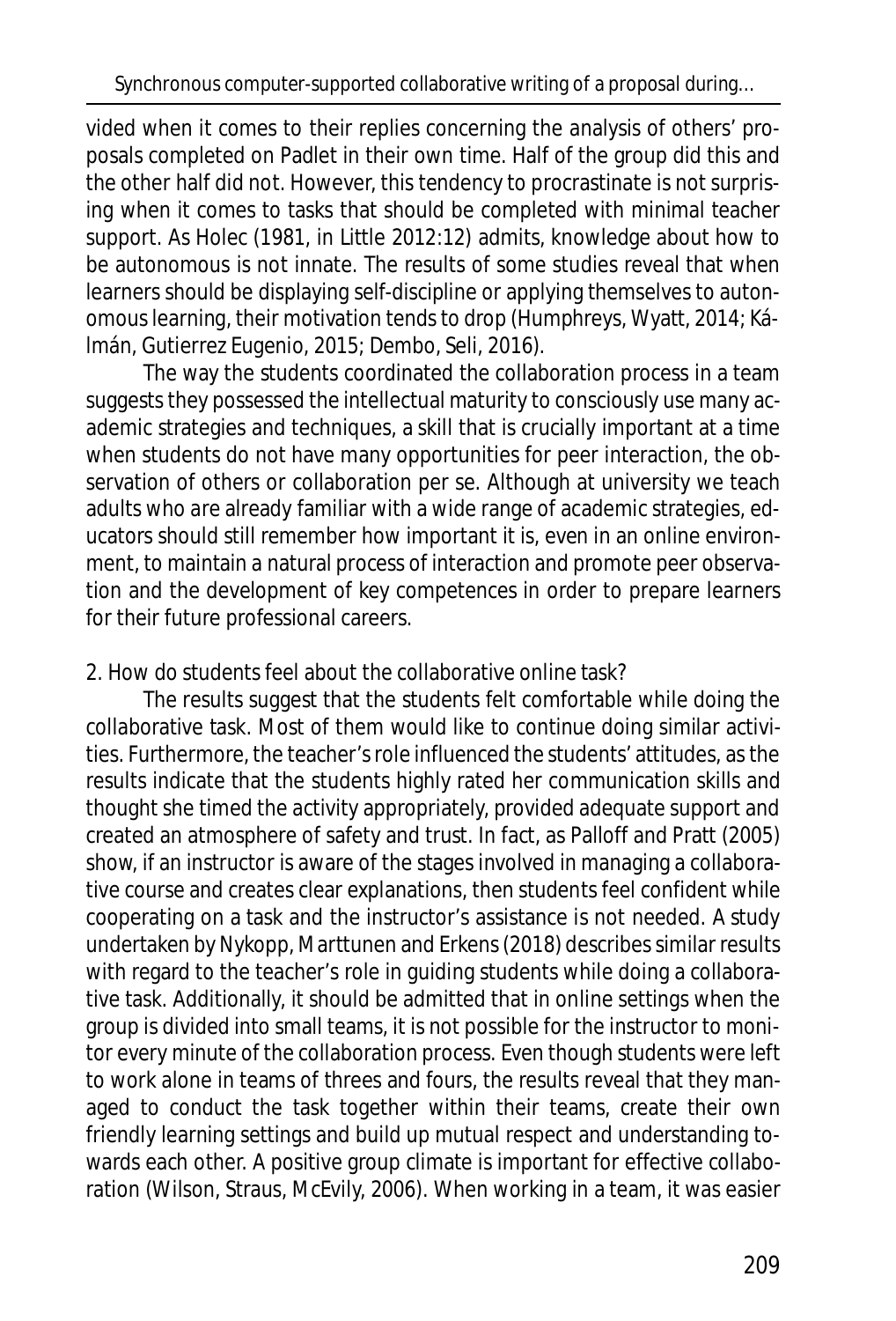vided when it comes to their replies concerning the analysis of others' proposals completed on Padlet in their own time. Half of the group did this and the other half did not. However, this tendency to procrastinate is not surprising when it comes to tasks that should be completed with minimal teacher support. As Holec (1981, in Little 2012:12) admits, knowledge about how to be autonomous is not innate. The results of some studies reveal that when learners should be displaying self-discipline or applying themselves to autonomous learning, their motivation tends to drop (Humphreys, Wyatt, 2014; Kálmán, Gutierrez Eugenio, 2015; Dembo, Seli, 2016).

The way the students coordinated the collaboration process in a team suggests they possessed the intellectual maturity to consciously use many academic strategies and techniques, a skill that is crucially important at a time when students do not have many opportunities for peer interaction, the observation of others or collaboration per se. Although at university we teach adults who are already familiar with a wide range of academic strategies, educators should still remember how important it is, even in an online environment, to maintain a natural process of interaction and promote peer observation and the development of key competences in order to prepare learners for their future professional careers.

2. How do students feel about the collaborative online task?

The results suggest that the students felt comfortable while doing the collaborative task. Most of them would like to continue doing similar activities. Furthermore, the teacher's role influenced the students' attitudes, as the results indicate that the students highly rated her communication skills and thought she timed the activity appropriately, provided adequate support and created an atmosphere of safety and trust. In fact, as Palloff and Pratt (2005) show, if an instructor is aware of the stages involved in managing a collaborative course and creates clear explanations, then students feel confident while cooperating on a task and the instructor's assistance is not needed. A study undertaken by Nykopp, Marttunen and Erkens (2018) describes similar results with regard to the teacher's role in guiding students while doing a collaborative task. Additionally, it should be admitted that in online settings when the group is divided into small teams, it is not possible for the instructor to monitor every minute of the collaboration process. Even though students were left to work alone in teams of threes and fours, the results reveal that they managed to conduct the task together within their teams, create their own friendly learning settings and build up mutual respect and understanding towards each other. A positive group climate is important for effective collaboration (Wilson, Straus, McEvily, 2006). When working in a team, it was easier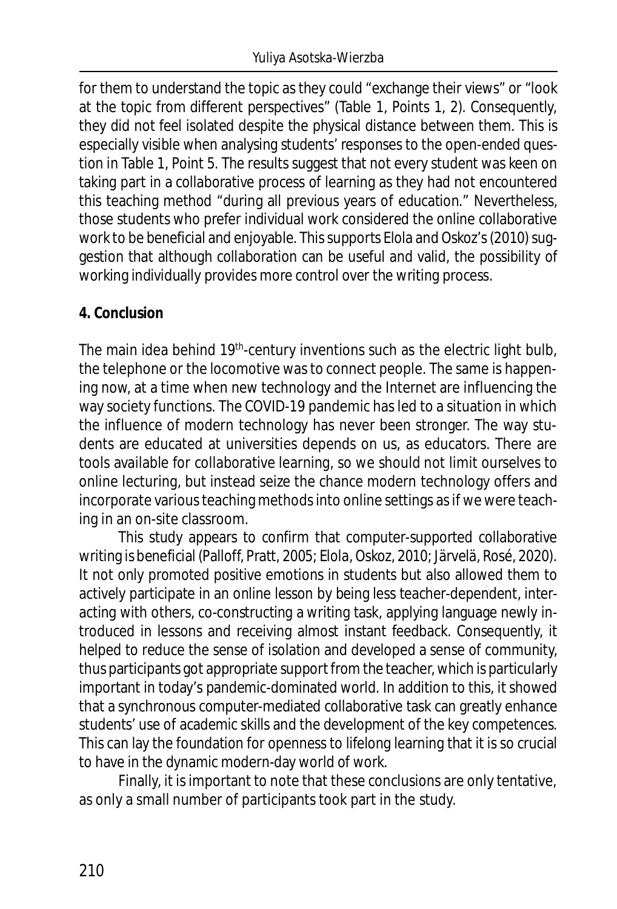for them to understand the topic as they could "exchange their views" or "look at the topic from different perspectives" (Table 1, Points 1, 2). Consequently, they did not feel isolated despite the physical distance between them. This is especially visible when analysing students' responses to the open-ended question in Table 1, Point 5. The results suggest that not every student was keen on taking part in a collaborative process of learning as they had not encountered this teaching method "during all previous years of education." Nevertheless, those students who prefer individual work considered the online collaborative work to be beneficial and enjoyable. This supports Elola and Oskoz's (2010) suggestion that although collaboration can be useful and valid, the possibility of working individually provides more control over the writing process.

## 4. Conclusion

The main idea behind 19th-century inventions such as the electric light bulb, the telephone or the locomotive was to connect people. The same is happening now, at a time when new technology and the Internet are influencing the way society functions. The COVID-19 pandemic has led to a situation in which the influence of modern technology has never been stronger. The way students are educated at universities depends on us, as educators. There are tools available for collaborative learning, so we should not limit ourselves to online lecturing, but instead seize the chance modern technology offers and incorporate various teaching methods into online settings as if we were teaching in an on-site classroom.

This study appears to confirm that computer-supported collaborative writing is beneficial (Palloff, Pratt, 2005; Elola, Oskoz, 2010; Järvelä, Rosé, 2020). It not only promoted positive emotions in students but also allowed them to actively participate in an online lesson by being less teacher-dependent, interacting with others, co-constructing a writing task, applying language newly introduced in lessons and receiving almost instant feedback. Consequently, it helped to reduce the sense of isolation and developed a sense of community, thus participants got appropriate support from the teacher, which is particularly important in today's pandemic-dominated world. In addition to this, it showed that a synchronous computer-mediated collaborative task can greatly enhance students' use of academic skills and the development of the key competences. This can lay the foundation for openness to lifelong learning that it is so crucial to have in the dynamic modern-day world of work.

Finally, it is important to note that these conclusions are only tentative, as only a small number of participants took part in the study.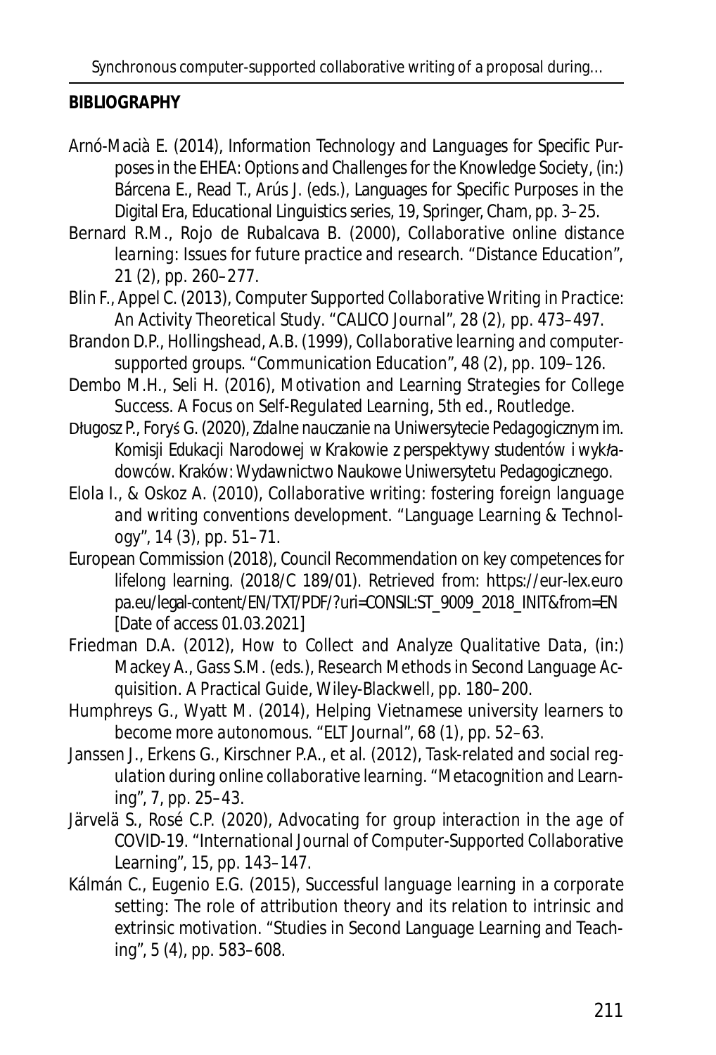**BIBLIOGRAPHY**

Arnó-Macià E. (2014), *Information Technology and Languages for Specific Purposes in the EHEA: Options and Challenges for the Knowledge Society*, (in:) Bárcena E., Read T., Arús J. (eds.), Languages for Specific Purposes in the Digital Era, Educational Linguistics series, 19, Springer, Cham, pp. 3–25.

Bernard R.M., Rojo de Rubalcava B. (2000), *Collaborative online distance learning: Issues for future practice and research*. "Distance Education", 21 (2), pp. 260–277.

Blin F., Appel C. (2013), *Computer Supported Collaborative Writing in Practice: An Activity Theoretical Study*. "CALICO Journal", 28 (2), pp. 473–497.

Brandon D.P., Hollingshead, A.B. (1999), *Collaborative learning and computer-supported groups*. "Communication Education", 48 (2), pp. 109–126.

Dembo M.H., Seli H. (2016), *Motivation and Learning Strategies for College Success. A Focus on Self-Regulated Learning*, 5th ed., Routledge.

Długosz P., Foryś G. (2020), *Zdalne nauczanie na Uniwersytecie Pedagogicznym im. Komisji Edukacji Narodowej w Krakowie z perspektywy studentów i wykładowców*. Kraków: Wydawnictwo Naukowe Uniwersytetu Pedagogicznego.

Elola I., & Oskoz A. (2010), *Collaborative writing: fostering foreign language and writing conventions development*. "Language Learning & Technology", 14 (3), pp. 51–71.

European Commission (2018), *Council Recommendation on key competences for lifelong learning*. (2018/C 189/01). Retrieved from: https://eur-lex.europa.eu/legal-content/EN/TXT/PDF/?uri=CONSIL:ST_9009_2018_INIT&from=EN [Date of access 01.03.2021]

Friedman D.A. (2012), *How to Collect and Analyze Qualitative Data*, (in:) Mackey A., Gass S.M. (eds.), Research Methods in Second Language Acquisition. A Practical Guide, Wiley-Blackwell, pp. 180–200.

Humphreys G., Wyatt M. (2014), *Helping Vietnamese university learners to become more autonomous*. "ELT Journal", 68 (1), pp. 52–63.

Janssen J., Erkens G., Kirschner P.A., et al. (2012), *Task-related and social regulation during online collaborative learning*. "Metacognition and Learning", 7, pp. 25–43.

Järvelä S., Rosé C.P. (2020), *Advocating for group interaction in the age of COVID-19*. "International Journal of Computer-Supported Collaborative Learning", 15, pp. 143–147.

Kálmán C., Eugenio E.G. (2015), *Successful language learning in a corporate setting: The role of attribution theory and its relation to intrinsic and extrinsic motivation*. "Studies in Second Language Learning and Teaching", 5 (4), pp. 583–608.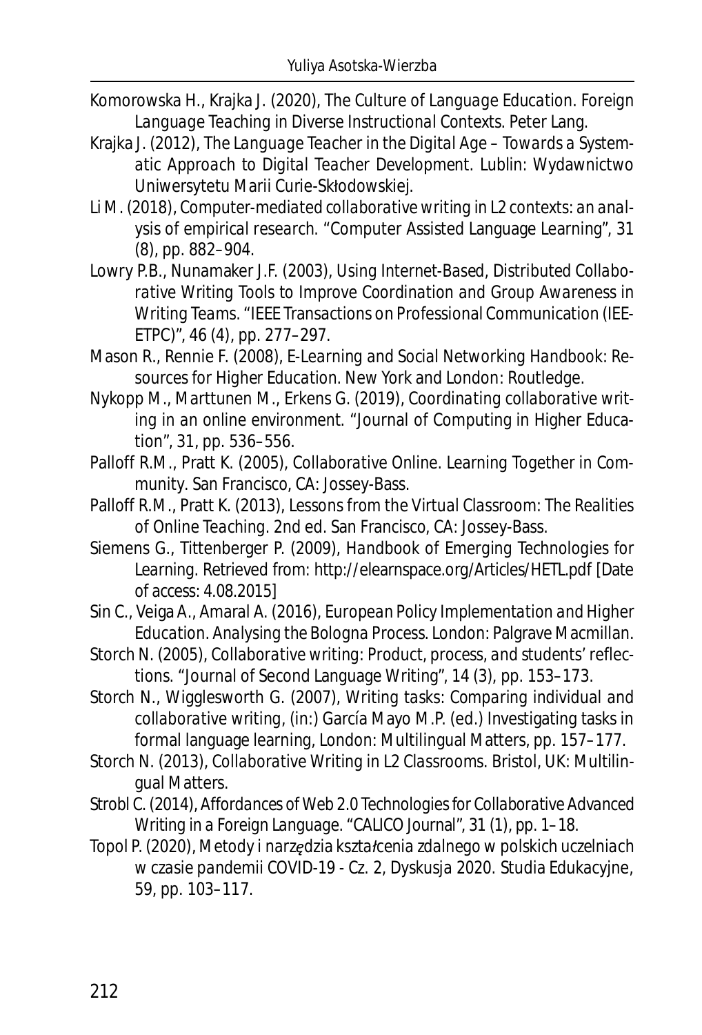Komorowska H., Krajka J. (2020), *The Culture of Language Education. Foreign Language Teaching in Diverse Instructional Contexts*. Peter Lang.

Krajka J. (2012), *The Language Teacher in the Digital Age – Towards a Systematic Approach to Digital Teacher Development*. Lublin: Wydawnictwo Uniwersytetu Marii Curie-Skłodowskiej.

Li M. (2018), *Computer-mediated collaborative writing in L2 contexts: an analysis of empirical research*. "Computer Assisted Language Learning", 31 (8), pp. 882–904.

Lowry P.B., Nunamaker J.F. (2003), *Using Internet-Based, Distributed Collaborative Writing Tools to Improve Coordination and Group Awareness in Writing Teams*. "IEEE Transactions on Professional Communication (IEEETPC)", 46 (4), pp. 277–297.

Mason R., Rennie F. (2008), *E-Learning and Social Networking Handbook: Resources for Higher Education*. New York and London: Routledge.

Nykopp M., Marttunen M., Erkens G. (2019), *Coordinating collaborative writing in an online environment*. "Journal of Computing in Higher Education", 31, pp. 536–556.

Palloff R.M., Pratt K. (2005), *Collaborative Online. Learning Together in Community*. San Francisco, CA: Jossey-Bass.

Palloff R.M., Pratt K. (2013), *Lessons from the Virtual Classroom: The Realities of Online Teaching*. 2nd ed. San Francisco, CA: Jossey-Bass.

Siemens G., Tittenberger P. (2009), *Handbook of Emerging Technologies for Learning*. Retrieved from: http://elearnspace.org/Articles/HETL.pdf [Date of access: 4.08.2015]

Sin C., Veiga A., Amaral A. (2016), *European Policy Implementation and Higher Education. Analysing the Bologna Process*. London: Palgrave Macmillan.

Storch N. (2005), *Collaborative writing: Product, process, and students' reflections*. "Journal of Second Language Writing", 14 (3), pp. 153–173.

Storch N., Wigglesworth G. (2007), *Writing tasks: Comparing individual and collaborative writing*, (in:) García Mayo M.P. (ed.) Investigating tasks in formal language learning, London: Multilingual Matters, pp. 157–177.

Storch N. (2013), *Collaborative Writing in L2 Classrooms*. Bristol, UK: Multilingual Matters.

Strobl C. (2014), *Affordances of Web 2.0 Technologies for Collaborative Advanced Writing in a Foreign Language*. "CALICO Journal", 31 (1), pp. 1–18.

Topol P. (2020), *Metody i narzędzia kształcenia zdalnego w polskich uczelniach w czasie pandemii COVID-19 - Cz. 2, Dyskusja 2020*. Studia Edukacyjne, 59, pp. 103–117.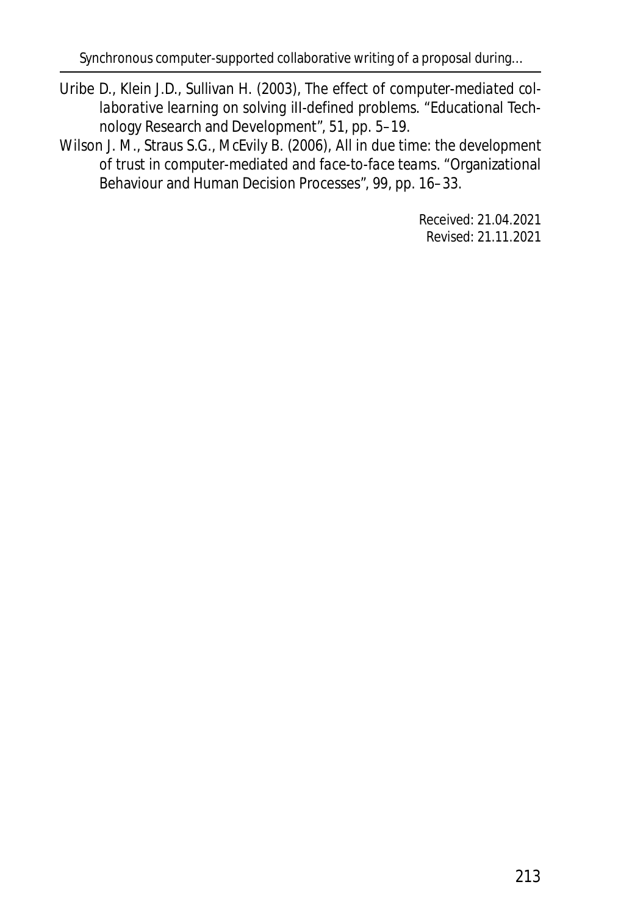Uribe D., Klein J.D., Sullivan H. (2003), *The effect of computer-mediated collaborative learning on solving ill-defined problems*. "Educational Technology Research and Development", 51, pp. 5–19.

Wilson J. M., Straus S.G., McEvily B. (2006), *All in due time: the development of trust in computer-mediated and face-to-face teams*. "Organizational Behaviour and Human Decision Processes", 99, pp. 16–33.

Received: 21.04.2021
Revised: 21.11.2021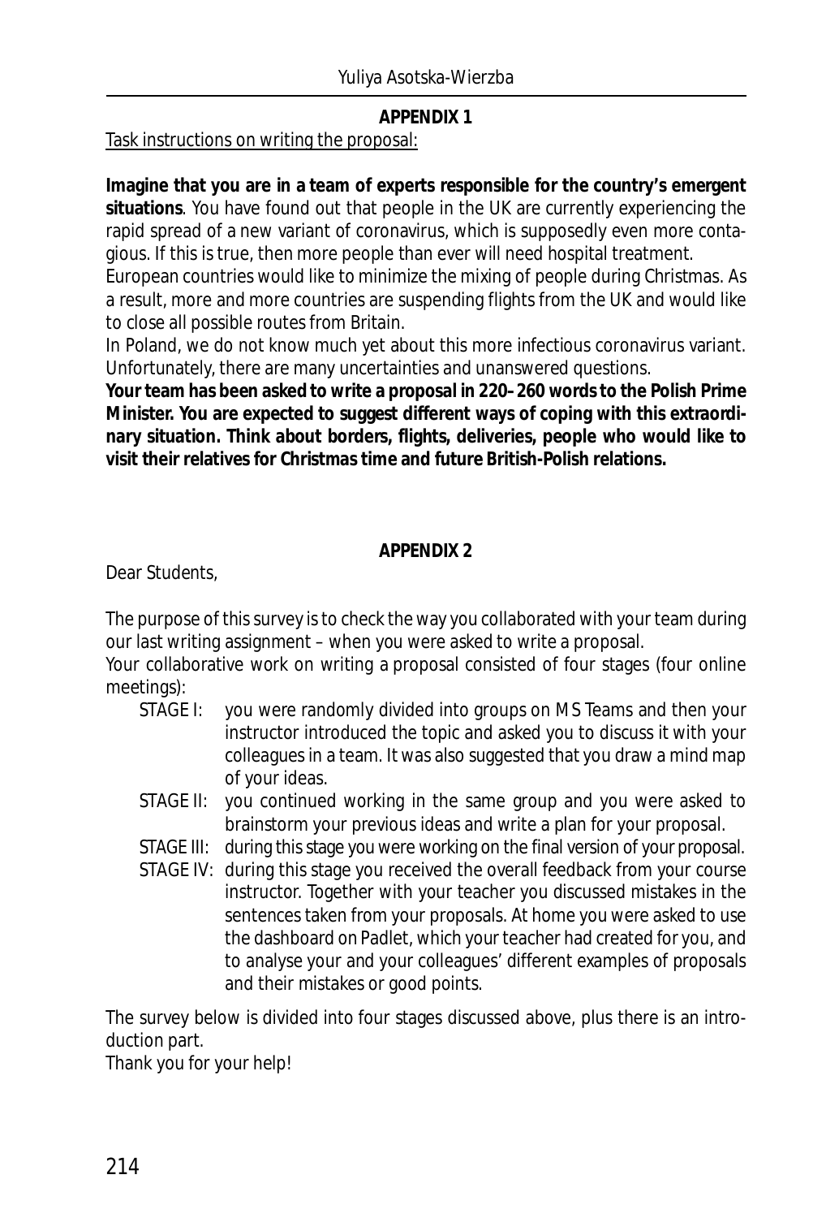## APPENDIX 1

Task instructions on writing the proposal:

**Imagine that you are in a team of experts responsible for the country's emergent situations**. You have found out that people in the UK are currently experiencing the rapid spread of a new variant of coronavirus, which is supposedly even more contagious. If this is true, then more people than ever will need hospital treatment.

European countries would like to minimize the mixing of people during Christmas. As a result, more and more countries are suspending flights from the UK and would like to close all possible routes from Britain.

In Poland, we do not know much yet about this more infectious coronavirus variant. Unfortunately, there are many uncertainties and unanswered questions.

**Your team has been asked to write a proposal in 220–260 words to the Polish Prime Minister. You are expected to suggest different ways of coping with this extraordinary situation. Think about borders, flights, deliveries, people who would like to visit their relatives for Christmas time and future British-Polish relations.**

## APPENDIX 2

Dear Students,

The purpose of this survey is to check the way you collaborated with your team during our last writing assignment – when you were asked to write a proposal.

Your collaborative work on writing a proposal consisted of four stages (four online meetings):

- STAGE I: you were randomly divided into groups on MS Teams and then your instructor introduced the topic and asked you to discuss it with your colleagues in a team. It was also suggested that you draw a mind map of your ideas.
- STAGE II: you continued working in the same group and you were asked to brainstorm your previous ideas and write a plan for your proposal.
- STAGE III: during this stage you were working on the final version of your proposal.
- STAGE IV: during this stage you received the overall feedback from your course instructor. Together with your teacher you discussed mistakes in the sentences taken from your proposals. At home you were asked to use the dashboard on Padlet, which your teacher had created for you, and to analyse your and your colleagues' different examples of proposals and their mistakes or good points.

The survey below is divided into four stages discussed above, plus there is an introduction part.

Thank you for your help!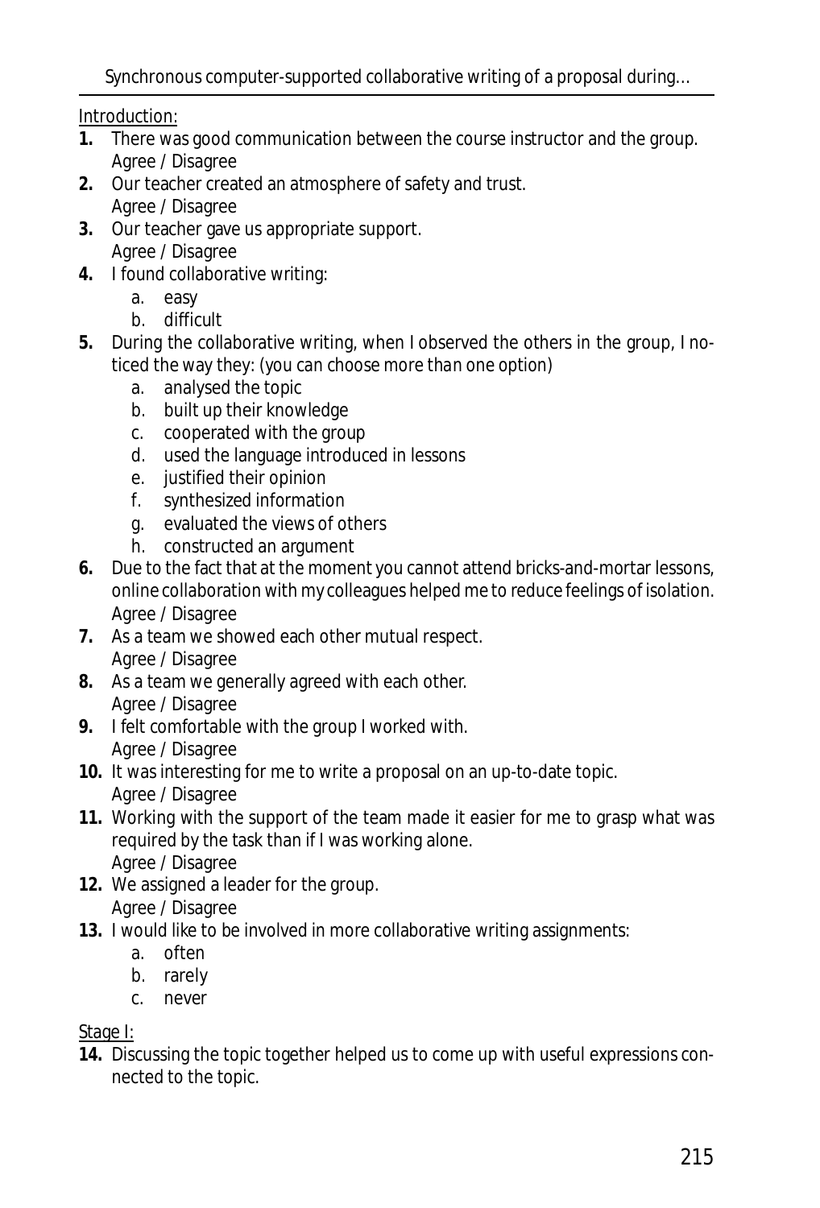Introduction:

1. There was good communication between the course instructor and the group.
   Agree / Disagree
2. Our teacher created an atmosphere of safety and trust.
   Agree / Disagree
3. Our teacher gave us appropriate support.
   Agree / Disagree
4. I found collaborative writing:
   a. easy
   b. difficult
5. During the collaborative writing, when I observed the others in the group, I noticed the way they: (*you can choose more than one option*)
   a. analysed the topic
   b. built up their knowledge
   c. cooperated with the group
   d. used the language introduced in lessons
   e. justified their opinion
   f. synthesized information
   g. evaluated the views of others
   h. constructed an argument
6. Due to the fact that at the moment you cannot attend bricks-and-mortar lessons, online collaboration with my colleagues helped me to reduce feelings of isolation.
   Agree / Disagree
7. As a team we showed each other mutual respect.
   Agree / Disagree
8. As a team we generally agreed with each other.
   Agree / Disagree
9. I felt comfortable with the group I worked with.
   Agree / Disagree
10. It was interesting for me to write a proposal on an up-to-date topic.
    Agree / Disagree
11. Working with the support of the team made it easier for me to grasp what was required by the task than if I was working alone.
    Agree / Disagree
12. We assigned a leader for the group.
    Agree / Disagree
13. I would like to be involved in more collaborative writing assignments:
    a. often
    b. rarely
    c. never

Stage I:

14. Discussing the topic together helped us to come up with useful expressions connected to the topic.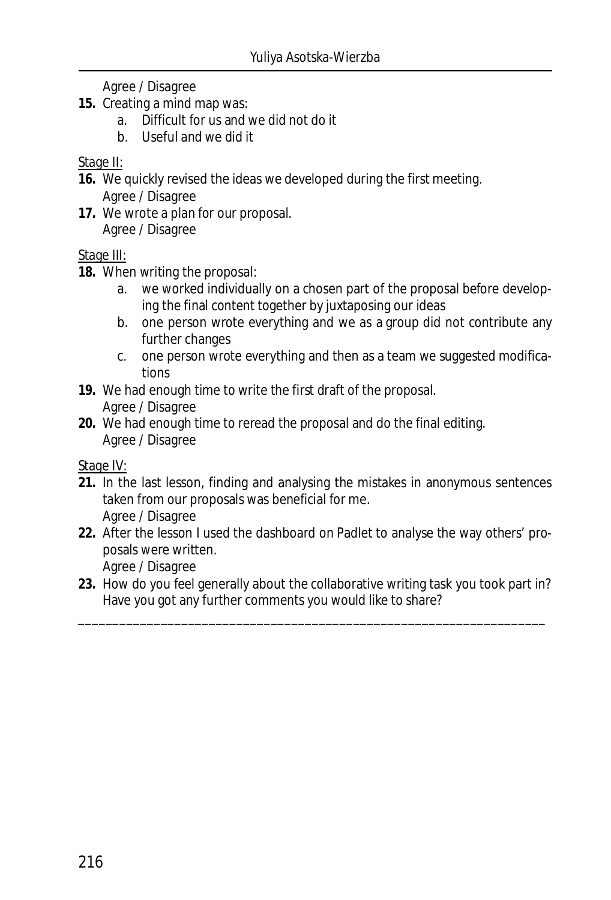Agree / Disagree

**15.** Creating a mind map was:
   a. Difficult for us and we did not do it
   b. Useful and we did it

<u>Stage II:</u>

**16.** We quickly revised the ideas we developed during the first meeting.
Agree / Disagree

**17.** We wrote a plan for our proposal.
Agree / Disagree

<u>Stage III:</u>

**18.** When writing the proposal:
   a. we worked individually on a chosen part of the proposal before developing the final content together by juxtaposing our ideas
   b. one person wrote everything and we as a group did not contribute any further changes
   c. one person wrote everything and then as a team we suggested modifications

**19.** We had enough time to write the first draft of the proposal.
Agree / Disagree

**20.** We had enough time to reread the proposal and do the final editing.
Agree / Disagree

<u>Stage IV:</u>

**21.** In the last lesson, finding and analysing the mistakes in anonymous sentences taken from our proposals was beneficial for me.
Agree / Disagree

**22.** After the lesson I used the dashboard on Padlet to analyse the way others' proposals were written.
Agree / Disagree

**23.** How do you feel generally about the collaborative writing task you took part in? Have you got any further comments you would like to share?

_________________________________________________________________